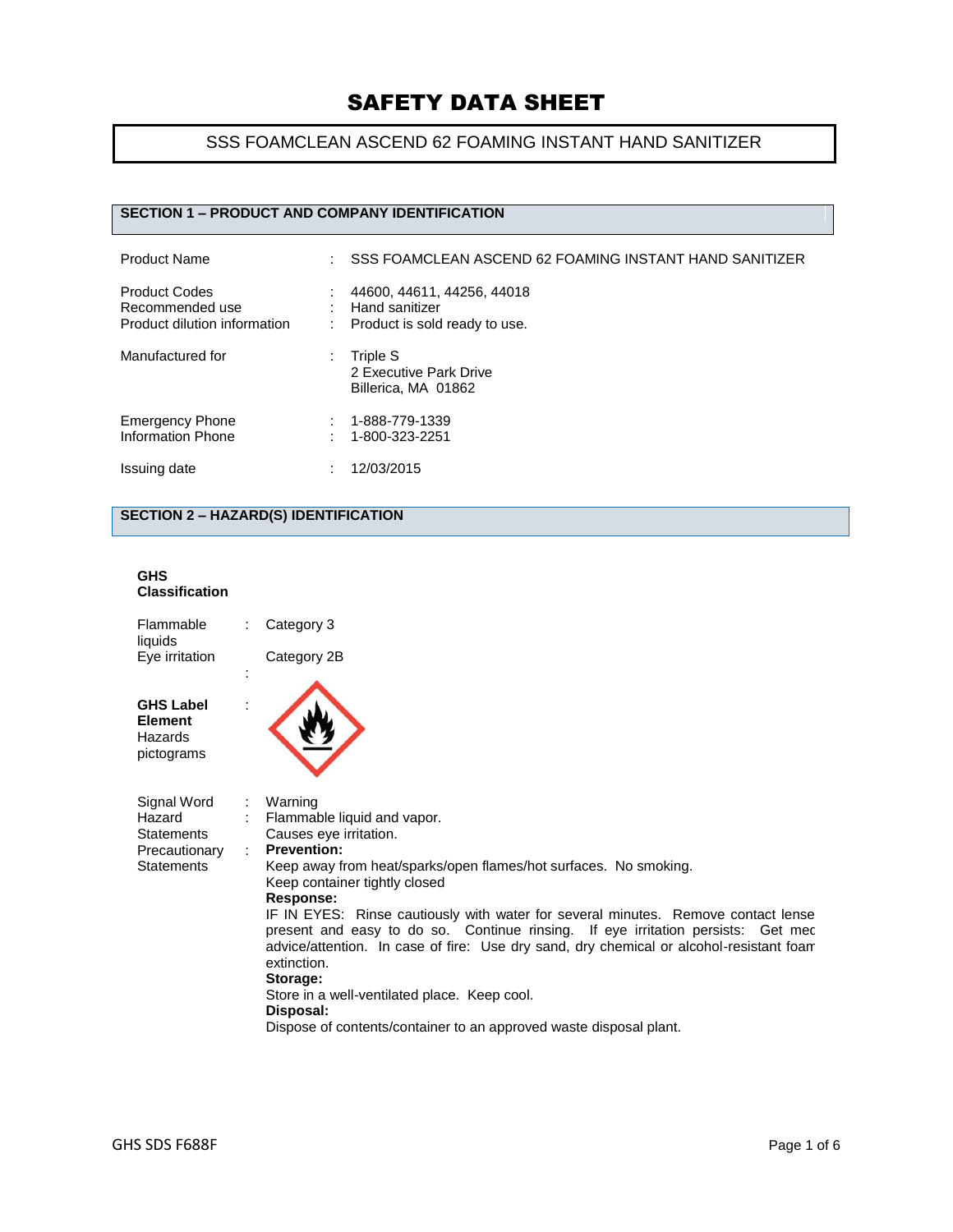# SAFETY DATA SHEET

## SSS FOAMCLEAN ASCEND 62 FOAMING INSTANT HAND SANITIZER

## SECTION 1 – PRODUCT AND COMPANY IDENTIFICATION

| | | |
|---|---|---|
| Product Name | : | SSS FOAMCLEAN ASCEND 62 FOAMING INSTANT HAND SANITIZER |
| Product Codes | : | 44600, 44611, 44256, 44018 |
| Recommended use | : | Hand sanitizer |
| Product dilution information | : | Product is sold ready to use. |
| Manufactured for | : | Triple S<br>2 Executive Park Drive<br>Billerica, MA 01862 |
| Emergency Phone | : | 1-888-779-1339 |
| Information Phone | : | 1-800-323-2251 |
| Issuing date | : | 12/03/2015 |

## SECTION 2 – HAZARD(S) IDENTIFICATION

**GHS Classification**

| | | |
|---|---|---|
| Flammable liquids | : | Category 3 |
| Eye irritation | : | Category 2B |

**GHS Label Element**
Hazards pictograms :

| | | |
|---|---|---|
| Signal Word | : | Warning |
| Hazard Statements | : | Flammable liquid and vapor.<br>Causes eye irritation. |
| Precautionary Statements | : | **Prevention:**<br>Keep away from heat/sparks/open flames/hot surfaces. No smoking.<br>Keep container tightly closed<br>**Response:**<br>IF IN EYES: Rinse cautiously with water for several minutes. Remove contact lense present and easy to do so. Continue rinsing. If eye irritation persists: Get mec advice/attention. In case of fire: Use dry sand, dry chemical or alcohol-resistant foam extinction.<br>**Storage:**<br>Store in a well-ventilated place. Keep cool.<br>**Disposal:**<br>Dispose of contents/container to an approved waste disposal plant. |

GHS SDS F688F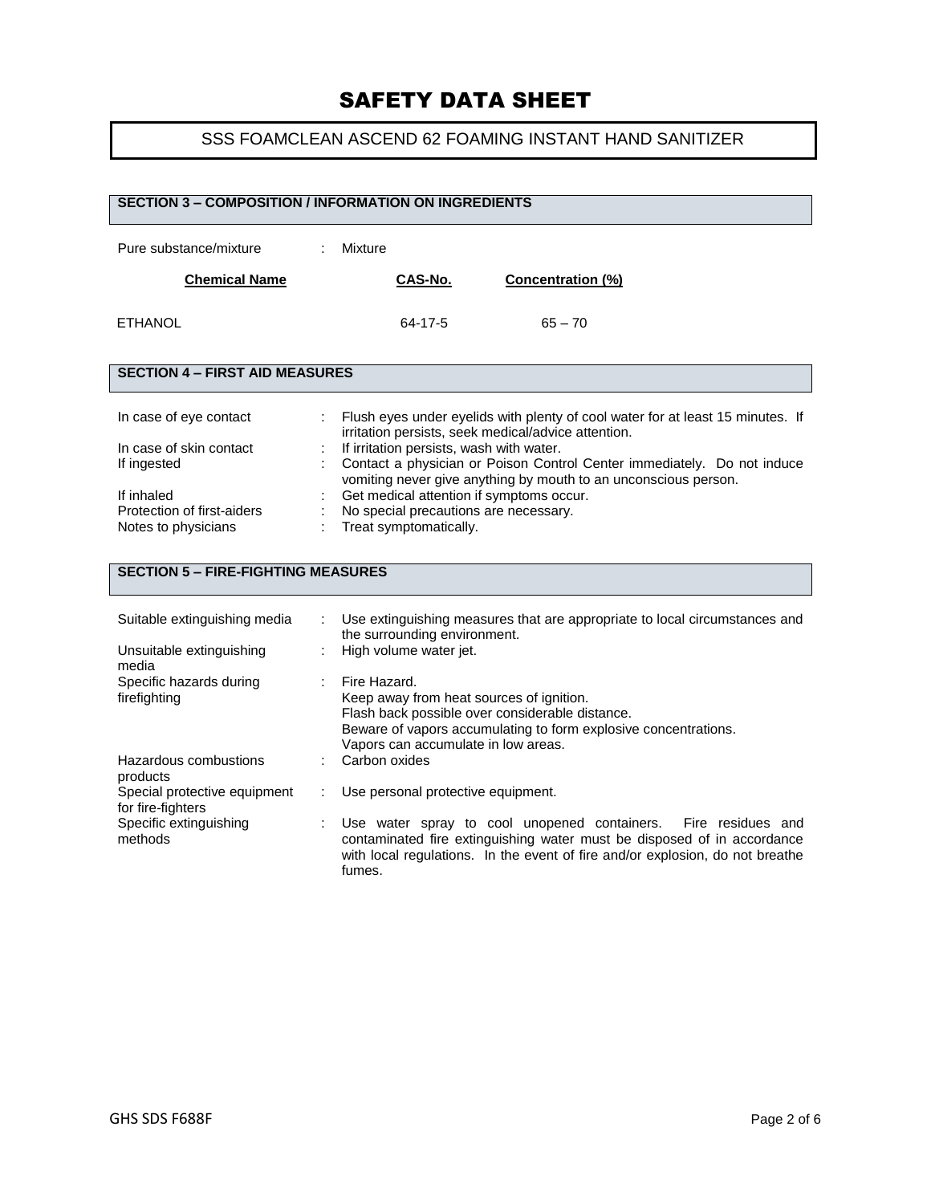# SAFETY DATA SHEET

## SSS FOAMCLEAN ASCEND 62 FOAMING INSTANT HAND SANITIZER

### SECTION 3 – COMPOSITION / INFORMATION ON INGREDIENTS

Pure substance/mixture : Mixture

| Chemical Name | CAS-No. | Concentration (%) |
|---|---|---|
| ETHANOL | 64-17-5 | 65 – 70 |

### SECTION 4 – FIRST AID MEASURES

| | | |
|---|---|---|
| In case of eye contact | : | Flush eyes under eyelids with plenty of cool water for at least 15 minutes. If irritation persists, seek medical/advice attention. |
| In case of skin contact | : | If irritation persists, wash with water. |
| If ingested | : | Contact a physician or Poison Control Center immediately. Do not induce vomiting never give anything by mouth to an unconscious person. |
| If inhaled | : | Get medical attention if symptoms occur. |
| Protection of first-aiders | : | No special precautions are necessary. |
| Notes to physicians | : | Treat symptomatically. |

### SECTION 5 – FIRE-FIGHTING MEASURES

| | | |
|---|---|---|
| Suitable extinguishing media | : | Use extinguishing measures that are appropriate to local circumstances and the surrounding environment. |
| Unsuitable extinguishing media | : | High volume water jet. |
| Specific hazards during firefighting | : | Fire Hazard.<br>Keep away from heat sources of ignition.<br>Flash back possible over considerable distance.<br>Beware of vapors accumulating to form explosive concentrations.<br>Vapors can accumulate in low areas. |
| Hazardous combustions products | : | Carbon oxides |
| Special protective equipment for fire-fighters | : | Use personal protective equipment. |
| Specific extinguishing methods | : | Use water spray to cool unopened containers. Fire residues and contaminated fire extinguishing water must be disposed of in accordance with local regulations. In the event of fire and/or explosion, do not breathe fumes. |

GHS SDS F688F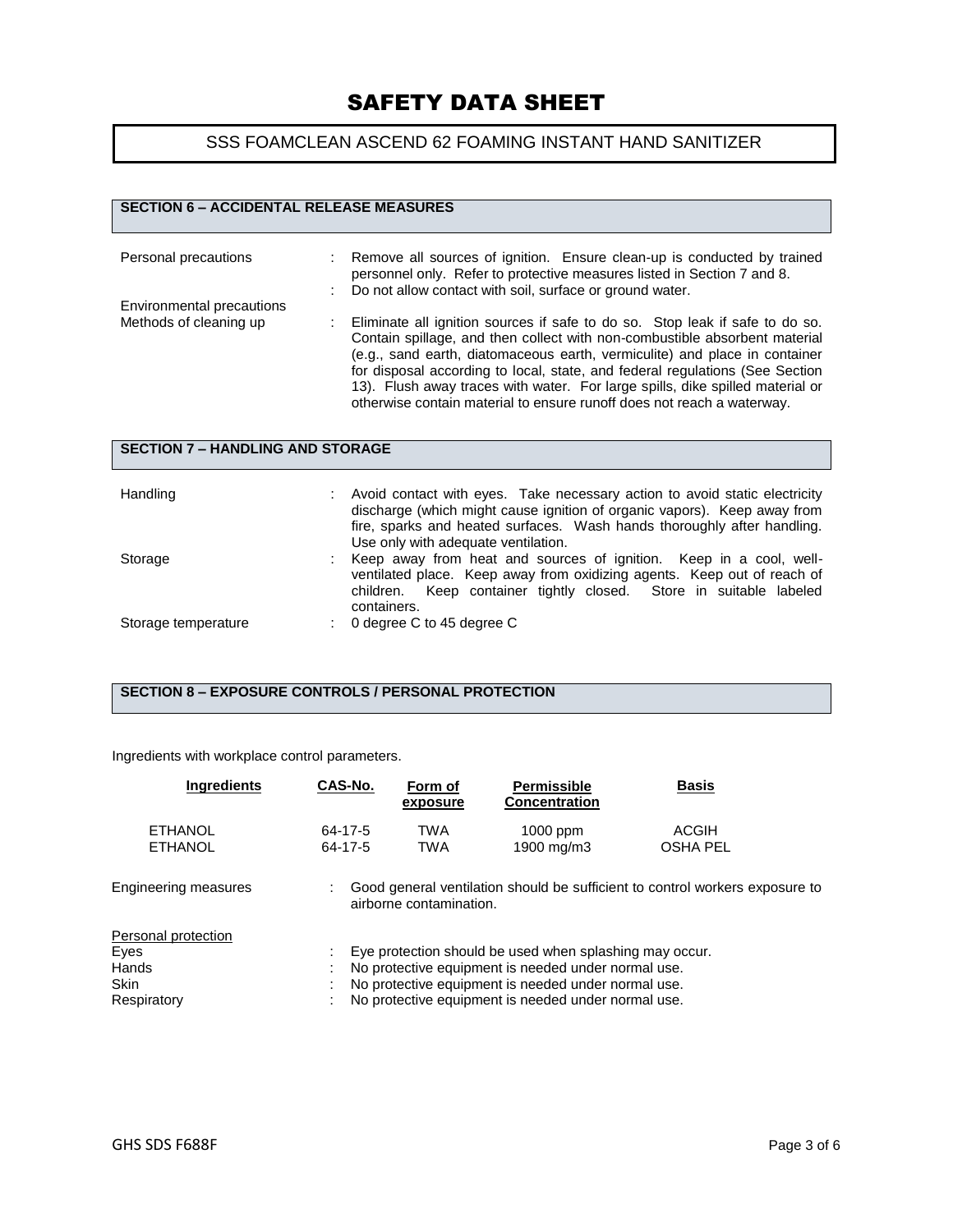# SAFETY DATA SHEET

## SSS FOAMCLEAN ASCEND 62 FOAMING INSTANT HAND SANITIZER

## SECTION 6 – ACCIDENTAL RELEASE MEASURES

| | |
|---|---|
| Personal precautions | : Remove all sources of ignition. Ensure clean-up is conducted by trained personnel only. Refer to protective measures listed in Section 7 and 8. |
| Environmental precautions | : Do not allow contact with soil, surface or ground water. |
| Methods of cleaning up | : Eliminate all ignition sources if safe to do so. Stop leak if safe to do so. Contain spillage, and then collect with non-combustible absorbent material (e.g., sand earth, diatomaceous earth, vermiculite) and place in container for disposal according to local, state, and federal regulations (See Section 13). Flush away traces with water. For large spills, dike spilled material or otherwise contain material to ensure runoff does not reach a waterway. |

## SECTION 7 – HANDLING AND STORAGE

| | |
|---|---|
| Handling | : Avoid contact with eyes. Take necessary action to avoid static electricity discharge (which might cause ignition of organic vapors). Keep away from fire, sparks and heated surfaces. Wash hands thoroughly after handling. Use only with adequate ventilation. |
| Storage | : Keep away from heat and sources of ignition. Keep in a cool, well-ventilated place. Keep away from oxidizing agents. Keep out of reach of children. Keep container tightly closed. Store in suitable labeled containers. |
| Storage temperature | : 0 degree C to 45 degree C |

## SECTION 8 – EXPOSURE CONTROLS / PERSONAL PROTECTION

Ingredients with workplace control parameters.

| Ingredients | CAS-No. | Form of exposure | Permissible Concentration | Basis |
|---|---|---|---|---|
| ETHANOL | 64-17-5 | TWA | 1000 ppm | ACGIH |
| ETHANOL | 64-17-5 | TWA | 1900 mg/m3 | OSHA PEL |

| | |
|---|---|
| Engineering measures | : Good general ventilation should be sufficient to control workers exposure to airborne contamination. |

<u>Personal protection</u>

| | |
|---|---|
| Eyes | : Eye protection should be used when splashing may occur. |
| Hands | : No protective equipment is needed under normal use. |
| Skin | : No protective equipment is needed under normal use. |
| Respiratory | : No protective equipment is needed under normal use. |

GHS SDS F688F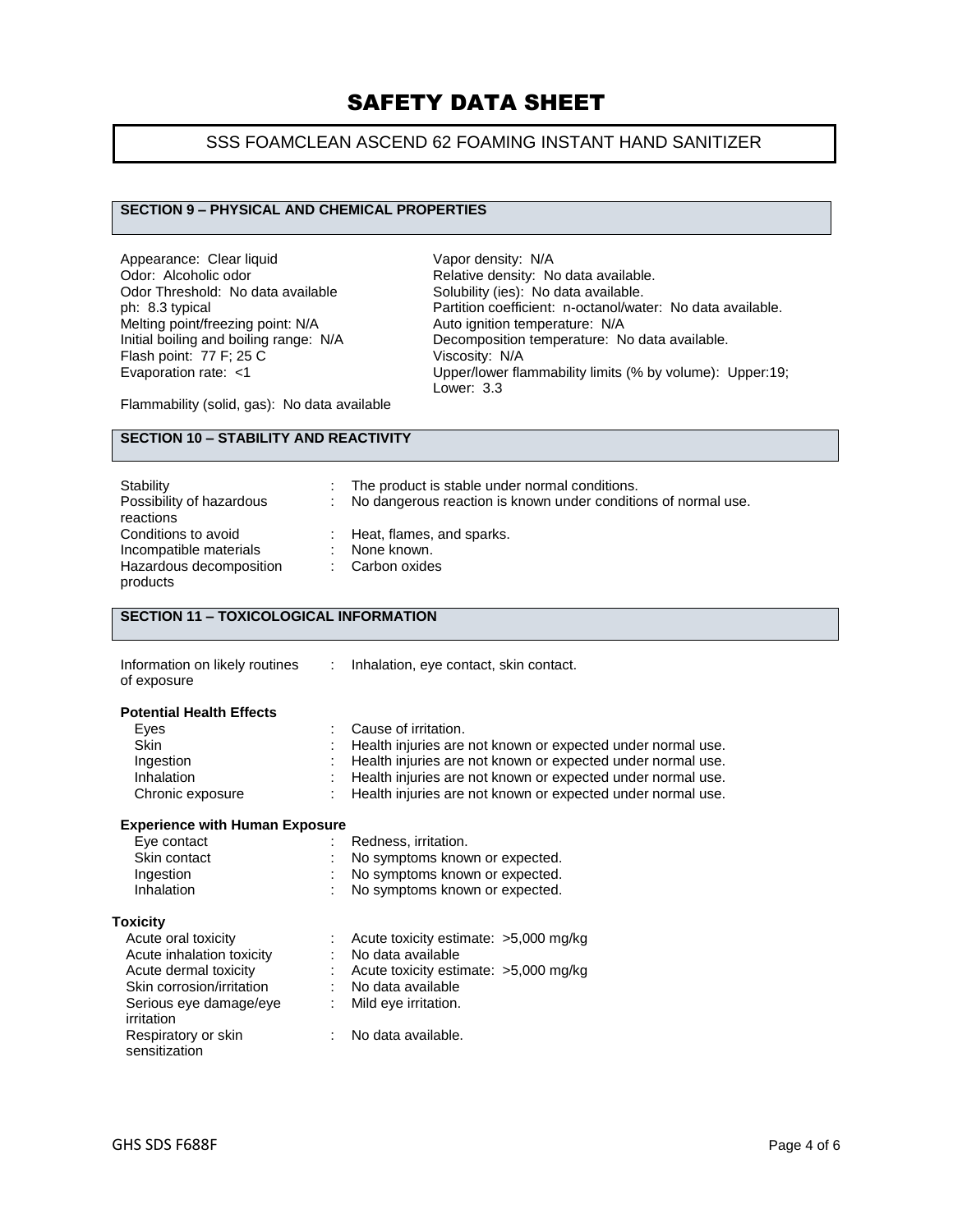# SAFETY DATA SHEET

## SSS FOAMCLEAN ASCEND 62 FOAMING INSTANT HAND SANITIZER

### SECTION 9 – PHYSICAL AND CHEMICAL PROPERTIES

Appearance: Clear liquid
Odor: Alcoholic odor
Odor Threshold: No data available
ph: 8.3 typical
Melting point/freezing point: N/A
Initial boiling and boiling range: N/A
Flash point: 77 F; 25 C
Evaporation rate: <1

Vapor density: N/A
Relative density: No data available.
Solubility (ies): No data available.
Partition coefficient: n-octanol/water: No data available.
Auto ignition temperature: N/A
Decomposition temperature: No data available.
Viscosity: N/A
Upper/lower flammability limits (% by volume): Upper:19; Lower: 3.3

Flammability (solid, gas): No data available

### SECTION 10 – STABILITY AND REACTIVITY

| | |
|---|---|
| Stability | : The product is stable under normal conditions. |
| Possibility of hazardous reactions | : No dangerous reaction is known under conditions of normal use. |
| Conditions to avoid | : Heat, flames, and sparks. |
| Incompatible materials | : None known. |
| Hazardous decomposition products | : Carbon oxides |

### SECTION 11 – TOXICOLOGICAL INFORMATION

| | |
|---|---|
| Information on likely routines of exposure | : Inhalation, eye contact, skin contact. |

**Potential Health Effects**

| | |
|---|---|
| Eyes | : Cause of irritation. |
| Skin | : Health injuries are not known or expected under normal use. |
| Ingestion | : Health injuries are not known or expected under normal use. |
| Inhalation | : Health injuries are not known or expected under normal use. |
| Chronic exposure | : Health injuries are not known or expected under normal use. |

**Experience with Human Exposure**

| | |
|---|---|
| Eye contact | : Redness, irritation. |
| Skin contact | : No symptoms known or expected. |
| Ingestion | : No symptoms known or expected. |
| Inhalation | : No symptoms known or expected. |

**Toxicity**

| | |
|---|---|
| Acute oral toxicity | : Acute toxicity estimate: >5,000 mg/kg |
| Acute inhalation toxicity | : No data available |
| Acute dermal toxicity | : Acute toxicity estimate: >5,000 mg/kg |
| Skin corrosion/irritation | : No data available |
| Serious eye damage/eye irritation | : Mild eye irritation. |
| Respiratory or skin sensitization | : No data available. |

GHS SDS F688F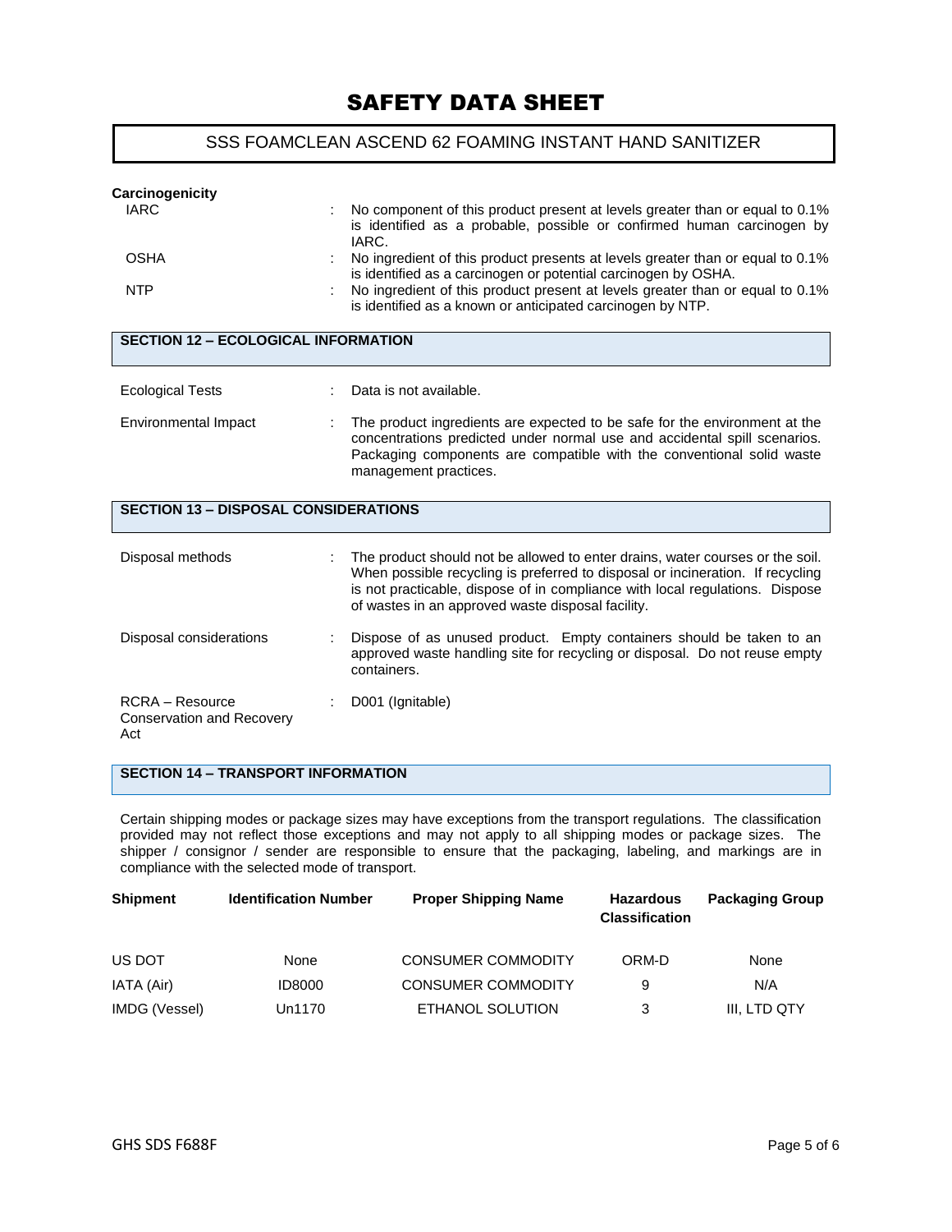**Carcinogenicity**

| | | |
|---|---|---|
| IARC | : | No component of this product present at levels greater than or equal to 0.1% is identified as a probable, possible or confirmed human carcinogen by IARC. |
| OSHA | : | No ingredient of this product presents at levels greater than or equal to 0.1% is identified as a carcinogen or potential carcinogen by OSHA. |
| NTP | : | No ingredient of this product present at levels greater than or equal to 0.1% is identified as a known or anticipated carcinogen by NTP. |

## SECTION 12 – ECOLOGICAL INFORMATION

| | | |
|---|---|---|
| Ecological Tests | : | Data is not available. |
| Environmental Impact | : | The product ingredients are expected to be safe for the environment at the concentrations predicted under normal use and accidental spill scenarios. Packaging components are compatible with the conventional solid waste management practices. |

## SECTION 13 – DISPOSAL CONSIDERATIONS

| | | |
|---|---|---|
| Disposal methods | : | The product should not be allowed to enter drains, water courses or the soil. When possible recycling is preferred to disposal or incineration. If recycling is not practicable, dispose of in compliance with local regulations. Dispose of wastes in an approved waste disposal facility. |
| Disposal considerations | : | Dispose of as unused product. Empty containers should be taken to an approved waste handling site for recycling or disposal. Do not reuse empty containers. |
| RCRA – Resource Conservation and Recovery Act | : | D001 (Ignitable) |

## SECTION 14 – TRANSPORT INFORMATION

Certain shipping modes or package sizes may have exceptions from the transport regulations. The classification provided may not reflect those exceptions and may not apply to all shipping modes or package sizes. The shipper / consignor / sender are responsible to ensure that the packaging, labeling, and markings are in compliance with the selected mode of transport.

| Shipment | Identification Number | Proper Shipping Name | Hazardous Classification | Packaging Group |
|---|---|---|---|---|
| US DOT | None | CONSUMER COMMODITY | ORM-D | None |
| IATA (Air) | ID8000 | CONSUMER COMMODITY | 9 | N/A |
| IMDG (Vessel) | Un1170 | ETHANOL SOLUTION | 3 | III, LTD QTY |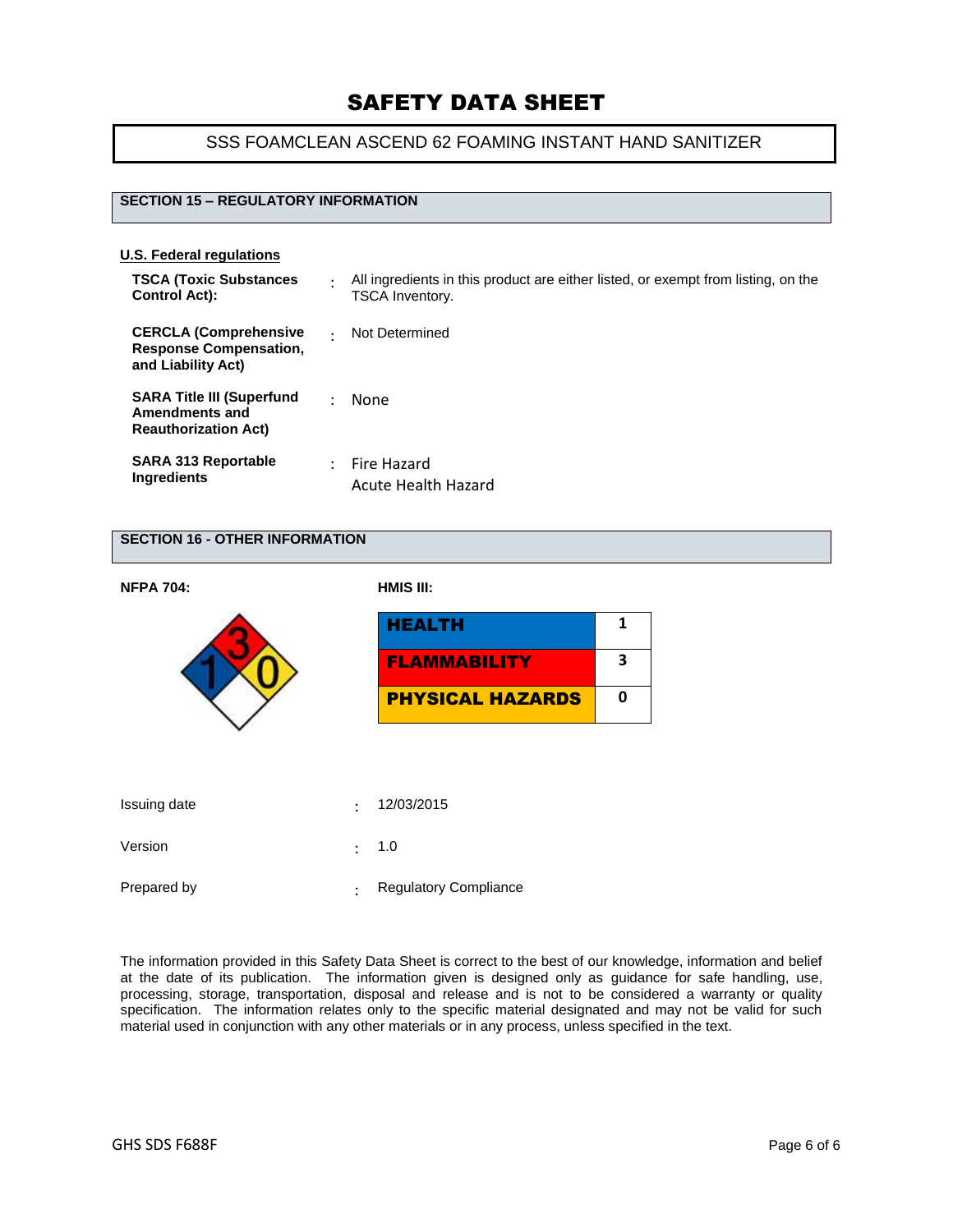# SAFETY DATA SHEET

SSS FOAMCLEAN ASCEND 62 FOAMING INSTANT HAND SANITIZER

## SECTION 15 – REGULATORY INFORMATION

**U.S. Federal regulations**

| | | |
|---|---|---|
| **TSCA (Toxic Substances Control Act):** | : | All ingredients in this product are either listed, or exempt from listing, on the TSCA Inventory. |
| **CERCLA (Comprehensive Response Compensation, and Liability Act)** | : | Not Determined |
| **SARA Title III (Superfund Amendments and Reauthorization Act)** | : | None |
| **SARA 313 Reportable Ingredients** | : | Fire Hazard<br>Acute Health Hazard |

## SECTION 16 - OTHER INFORMATION

**NFPA 704:**

3

1 0

**HMIS III:**

| | |
|---|---|
| **HEALTH** | 1 |
| **FLAMMABILITY** | 3 |
| **PHYSICAL HAZARDS** | 0 |

| | | |
|---|---|---|
| Issuing date | : | 12/03/2015 |
| Version | : | 1.0 |
| Prepared by | : | Regulatory Compliance |

The information provided in this Safety Data Sheet is correct to the best of our knowledge, information and belief at the date of its publication. The information given is designed only as guidance for safe handling, use, processing, storage, transportation, disposal and release and is not to be considered a warranty or quality specification. The information relates only to the specific material designated and may not be valid for such material used in conjunction with any other materials or in any process, unless specified in the text.

GHS SDS F688F